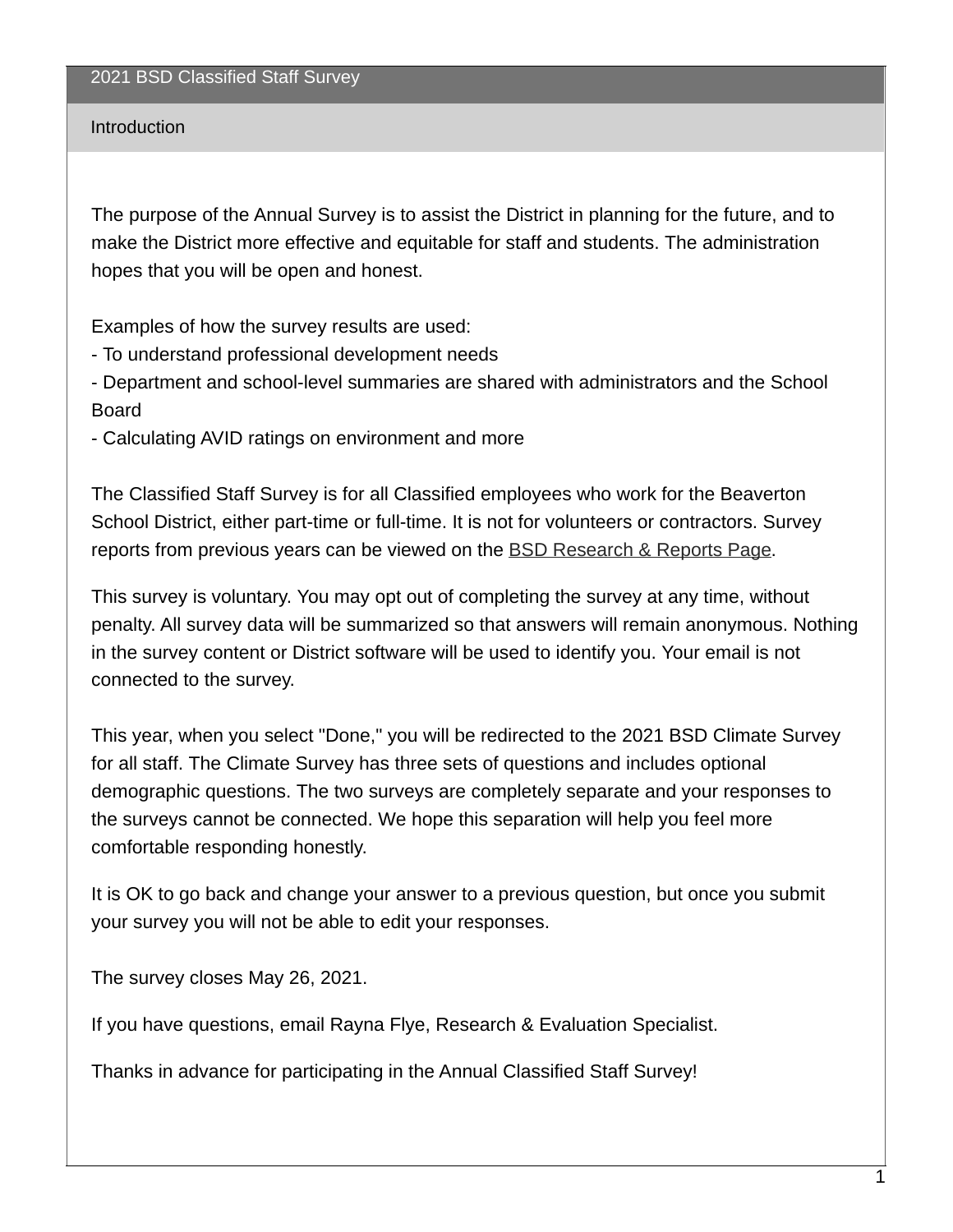# 2021 BSD Classified Staff Survey

## Introduction

The purpose of the Annual Survey is to assist the District in planning for the future, and to make the District more effective and equitable for staff and students. The administration hopes that you will be open and honest.

Examples of how the survey results are used:
- To understand professional development needs
- Department and school-level summaries are shared with administrators and the School Board
- Calculating AVID ratings on environment and more

The Classified Staff Survey is for all Classified employees who work for the Beaverton School District, either part-time or full-time. It is not for volunteers or contractors. Survey reports from previous years can be viewed on the BSD Research & Reports Page.

This survey is voluntary. You may opt out of completing the survey at any time, without penalty. All survey data will be summarized so that answers will remain anonymous. Nothing in the survey content or District software will be used to identify you. Your email is not connected to the survey.

This year, when you select "Done," you will be redirected to the 2021 BSD Climate Survey for all staff. The Climate Survey has three sets of questions and includes optional demographic questions. The two surveys are completely separate and your responses to the surveys cannot be connected. We hope this separation will help you feel more comfortable responding honestly.

It is OK to go back and change your answer to a previous question, but once you submit your survey you will not be able to edit your responses.

The survey closes May 26, 2021.

If you have questions, email Rayna Flye, Research & Evaluation Specialist.

Thanks in advance for participating in the Annual Classified Staff Survey!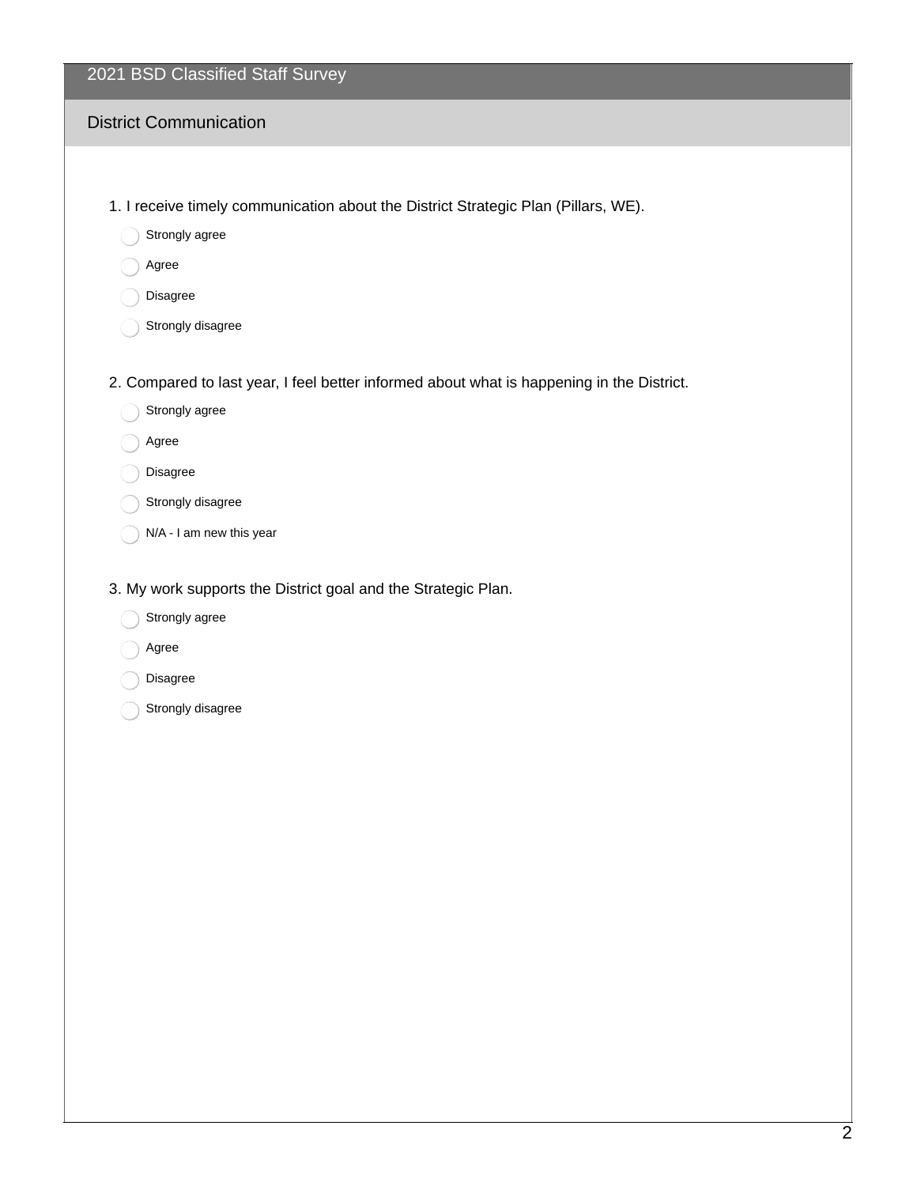# 2021 BSD Classified Staff Survey

## District Communication

1. I receive timely communication about the District Strategic Plan (Pillars, WE).

- Strongly agree
- Agree
- Disagree
- Strongly disagree

2. Compared to last year, I feel better informed about what is happening in the District.

- Strongly agree
- Agree
- Disagree
- Strongly disagree
- N/A - I am new this year

3. My work supports the District goal and the Strategic Plan.

- Strongly agree
- Agree
- Disagree
- Strongly disagree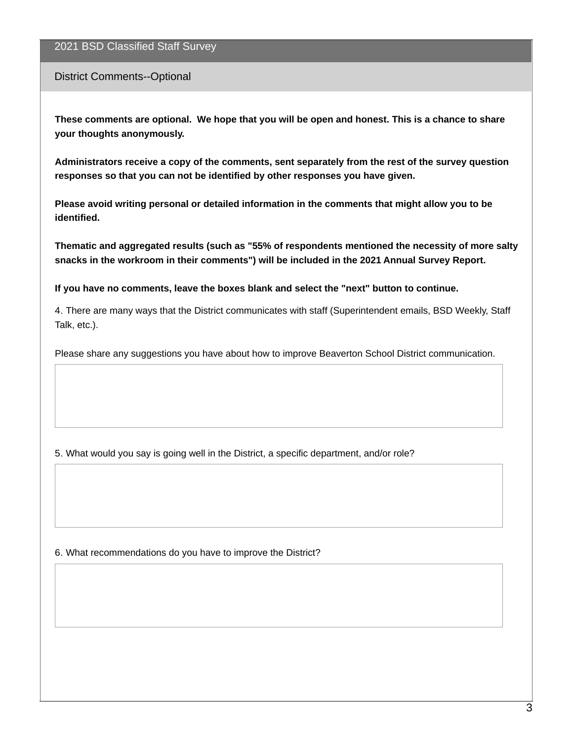## 2021 BSD Classified Staff Survey

### District Comments--Optional

**These comments are optional. We hope that you will be open and honest. This is a chance to share your thoughts anonymously.**

**Administrators receive a copy of the comments, sent separately from the rest of the survey question responses so that you can not be identified by other responses you have given.**

**Please avoid writing personal or detailed information in the comments that might allow you to be identified.**

**Thematic and aggregated results (such as "55% of respondents mentioned the necessity of more salty snacks in the workroom in their comments") will be included in the 2021 Annual Survey Report.**

**If you have no comments, leave the boxes blank and select the "next" button to continue.**

4. There are many ways that the District communicates with staff (Superintendent emails, BSD Weekly, Staff Talk, etc.).

Please share any suggestions you have about how to improve Beaverton School District communication.

5. What would you say is going well in the District, a specific department, and/or role?

6. What recommendations do you have to improve the District?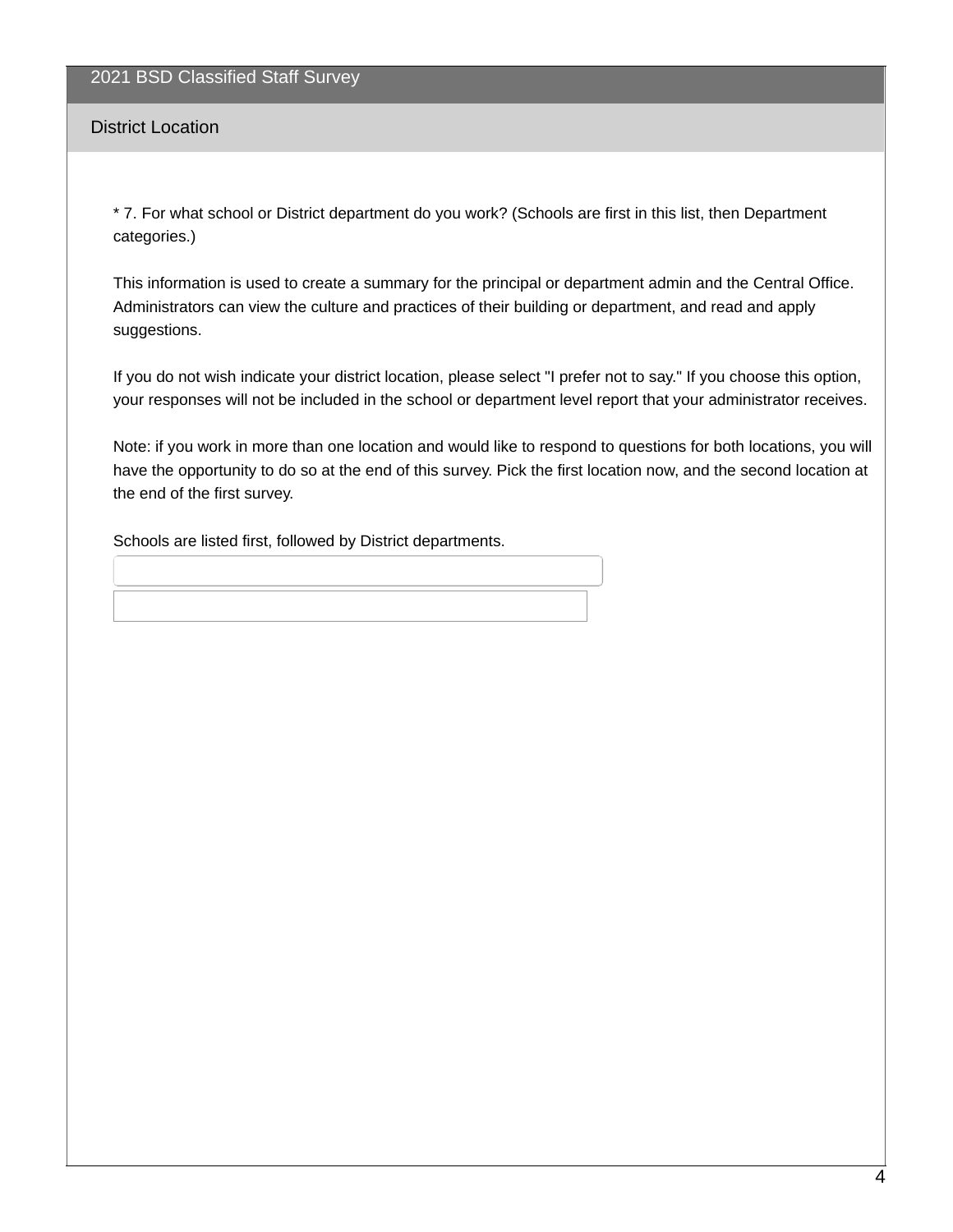## 2021 BSD Classified Staff Survey

### District Location

\* 7. For what school or District department do you work? (Schools are first in this list, then Department categories.)

This information is used to create a summary for the principal or department admin and the Central Office. Administrators can view the culture and practices of their building or department, and read and apply suggestions.

If you do not wish indicate your district location, please select "I prefer not to say." If you choose this option, your responses will not be included in the school or department level report that your administrator receives.

Note: if you work in more than one location and would like to respond to questions for both locations, you will have the opportunity to do so at the end of this survey. Pick the first location now, and the second location at the end of the first survey.

Schools are listed first, followed by District departments.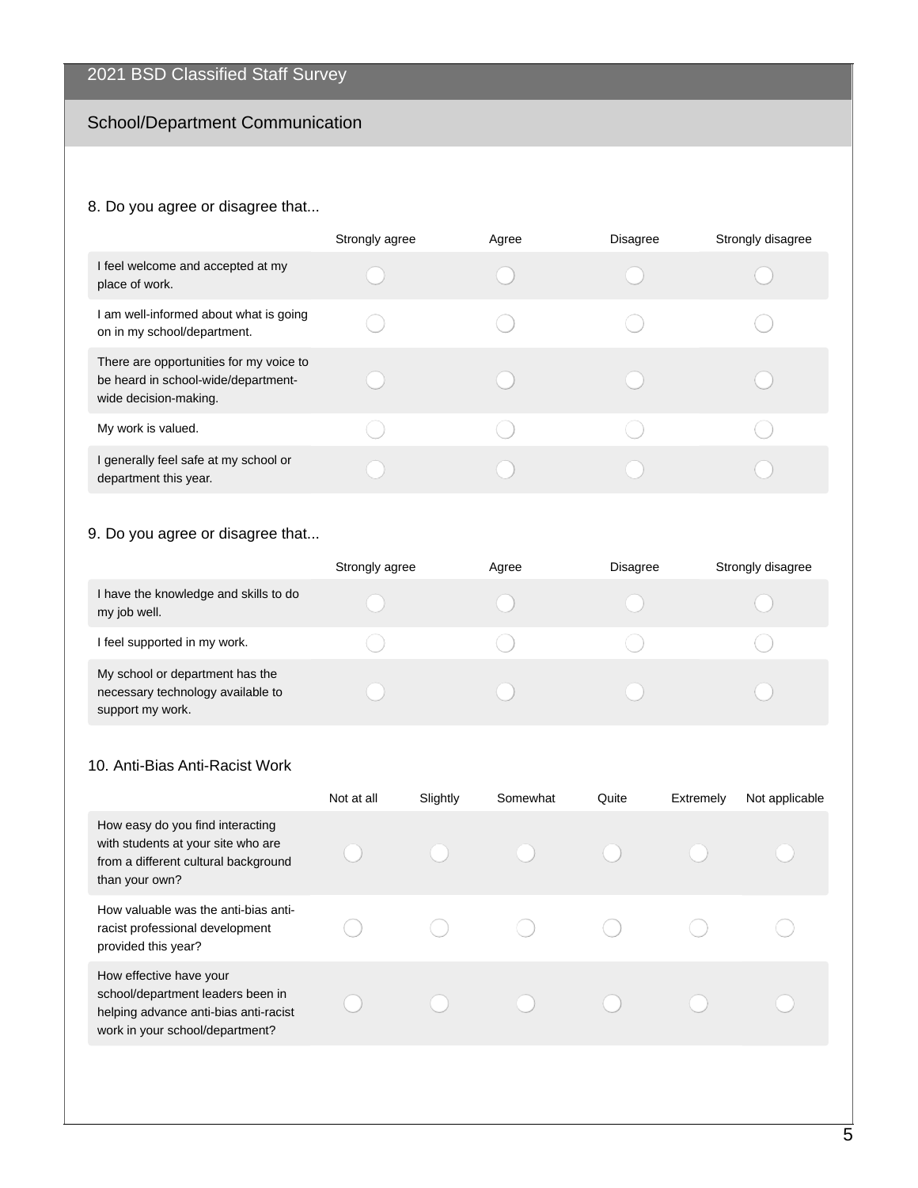# 2021 BSD Classified Staff Survey

## School/Department Communication

### 8. Do you agree or disagree that...

| | Strongly agree | Agree | Disagree | Strongly disagree |
|---|---|---|---|---|
| I feel welcome and accepted at my place of work. | ◯ | ◯ | ◯ | ◯ |
| I am well-informed about what is going on in my school/department. | ◯ | ◯ | ◯ | ◯ |
| There are opportunities for my voice to be heard in school-wide/department-wide decision-making. | ◯ | ◯ | ◯ | ◯ |
| My work is valued. | ◯ | ◯ | ◯ | ◯ |
| I generally feel safe at my school or department this year. | ◯ | ◯ | ◯ | ◯ |

### 9. Do you agree or disagree that...

| | Strongly agree | Agree | Disagree | Strongly disagree |
|---|---|---|---|---|
| I have the knowledge and skills to do my job well. | ◯ | ◯ | ◯ | ◯ |
| I feel supported in my work. | ◯ | ◯ | ◯ | ◯ |
| My school or department has the necessary technology available to support my work. | ◯ | ◯ | ◯ | ◯ |

### 10. Anti-Bias Anti-Racist Work

| | Not at all | Slightly | Somewhat | Quite | Extremely | Not applicable |
|---|---|---|---|---|---|---|
| How easy do you find interacting with students at your site who are from a different cultural background than your own? | ◯ | ◯ | ◯ | ◯ | ◯ | ◯ |
| How valuable was the anti-bias anti-racist professional development provided this year? | ◯ | ◯ | ◯ | ◯ | ◯ | ◯ |
| How effective have your school/department leaders been in helping advance anti-bias anti-racist work in your school/department? | ◯ | ◯ | ◯ | ◯ | ◯ | ◯ |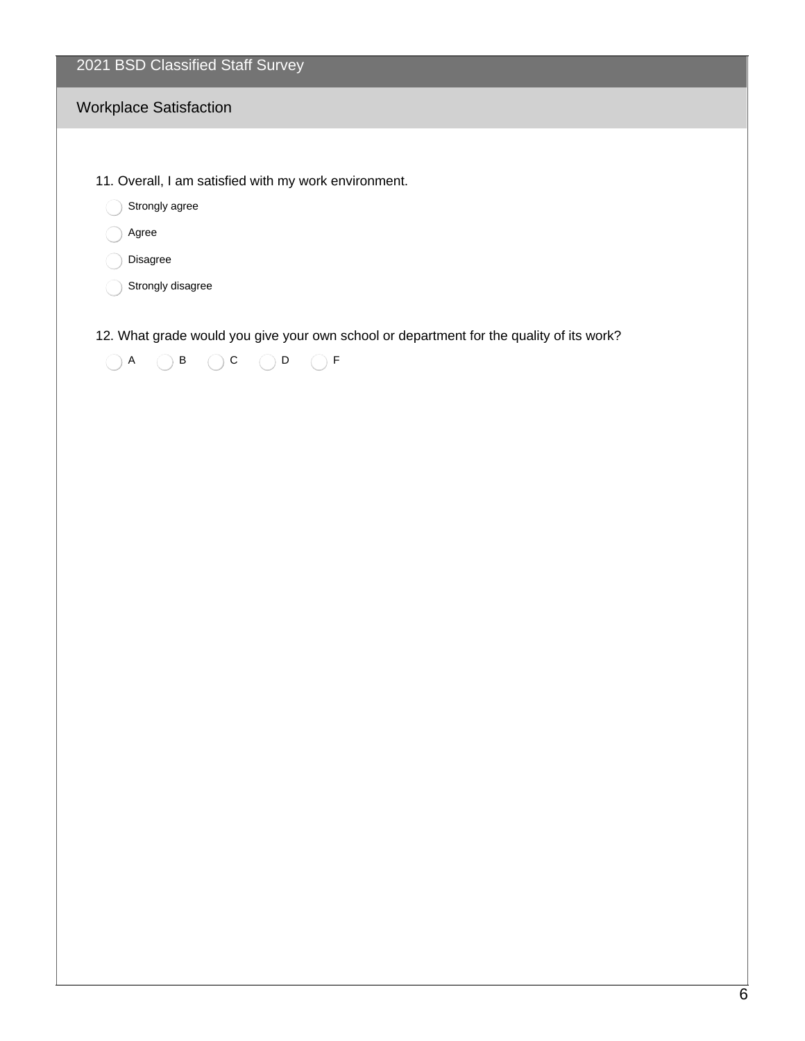# 2021 BSD Classified Staff Survey

## Workplace Satisfaction

11. Overall, I am satisfied with my work environment.

- ○ Strongly agree
- ○ Agree
- ○ Disagree
- ○ Strongly disagree

12. What grade would you give your own school or department for the quality of its work?

○ A ○ B ○ C ○ D ○ F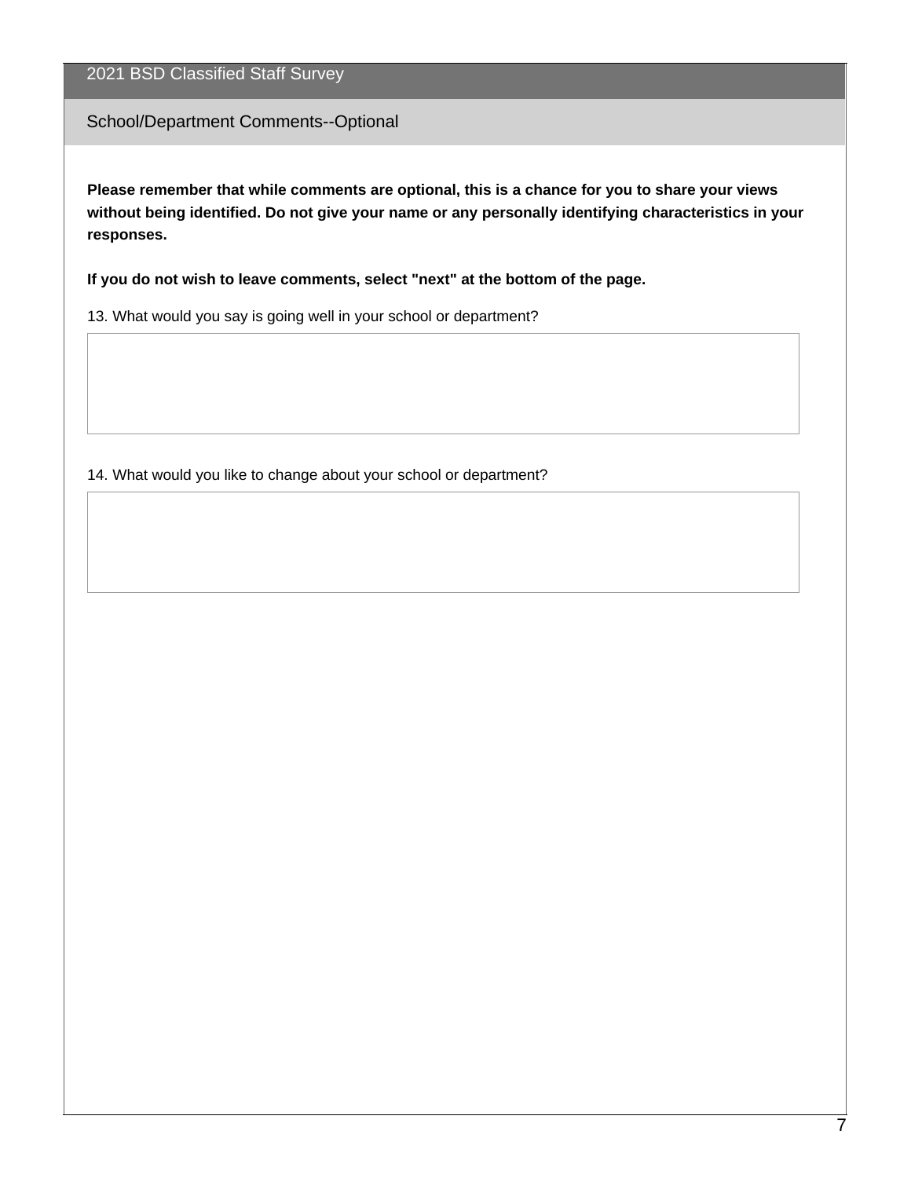## 2021 BSD Classified Staff Survey

### School/Department Comments--Optional

**Please remember that while comments are optional, this is a chance for you to share your views without being identified. Do not give your name or any personally identifying characteristics in your responses.**

**If you do not wish to leave comments, select "next" at the bottom of the page.**

13. What would you say is going well in your school or department?

14. What would you like to change about your school or department?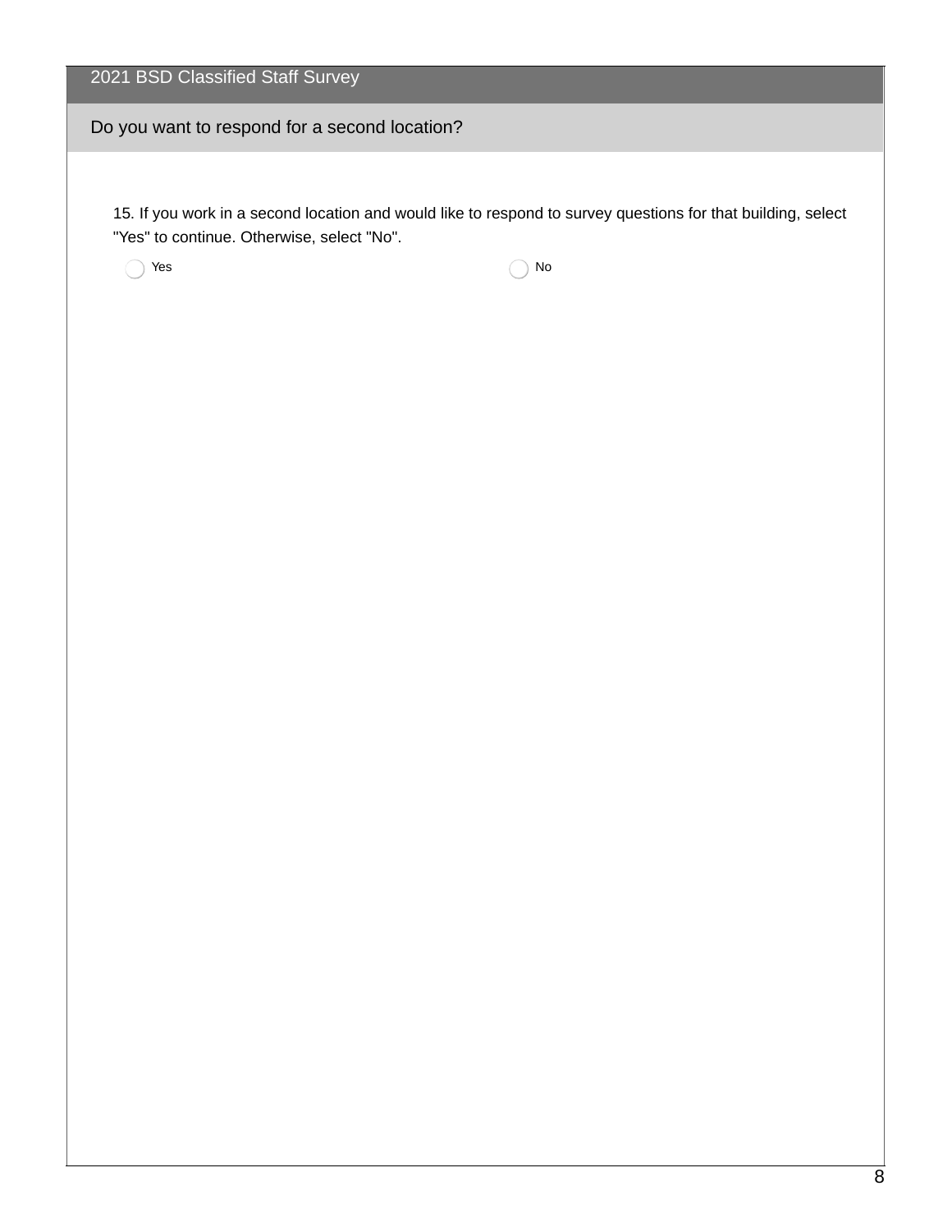## 2021 BSD Classified Staff Survey

### Do you want to respond for a second location?

15. If you work in a second location and would like to respond to survey questions for that building, select "Yes" to continue. Otherwise, select "No".

- Yes
- No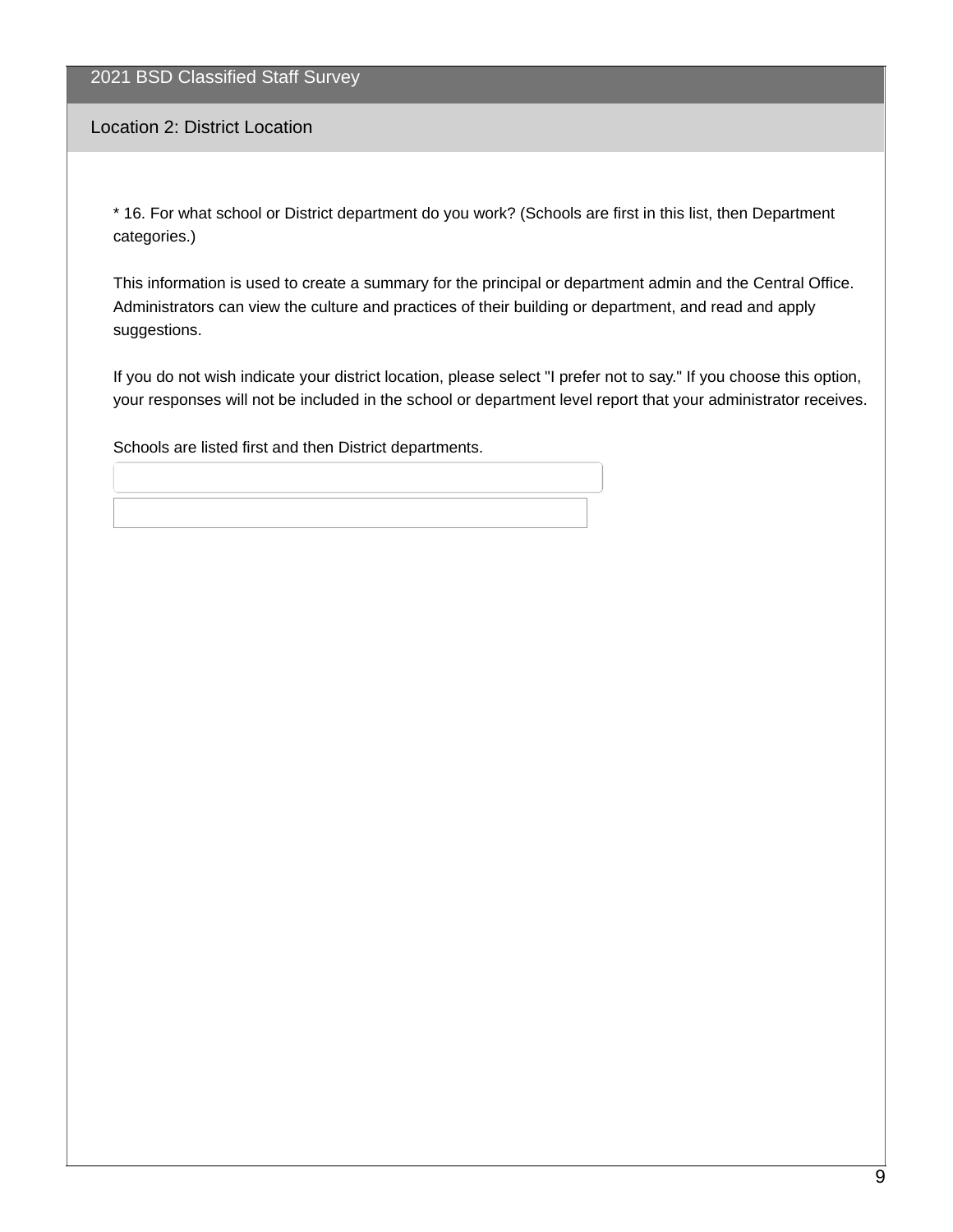## 2021 BSD Classified Staff Survey

### Location 2: District Location

* 16. For what school or District department do you work? (Schools are first in this list, then Department categories.)

This information is used to create a summary for the principal or department admin and the Central Office. Administrators can view the culture and practices of their building or department, and read and apply suggestions.

If you do not wish indicate your district location, please select "I prefer not to say." If you choose this option, your responses will not be included in the school or department level report that your administrator receives.

Schools are listed first and then District departments.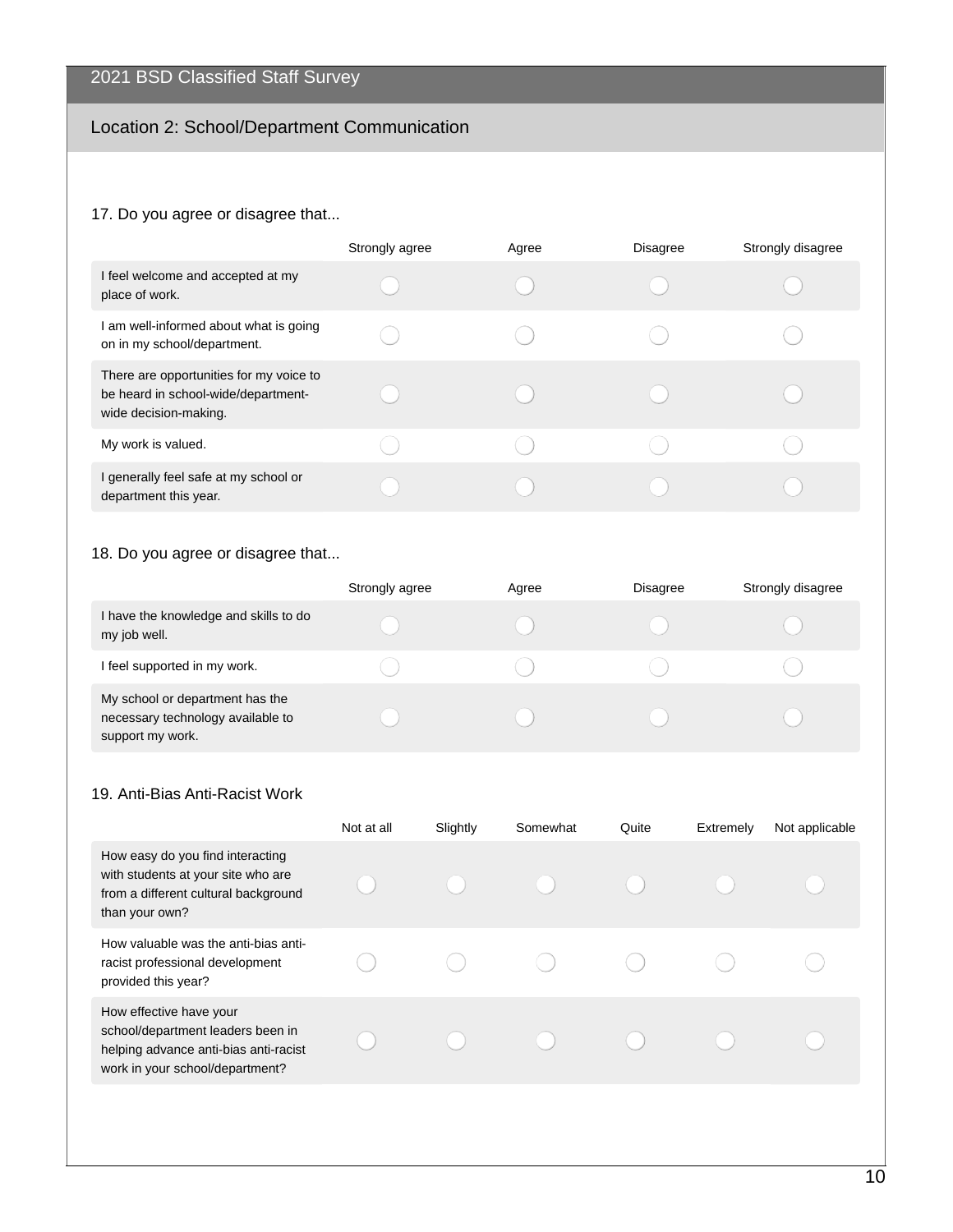# 2021 BSD Classified Staff Survey

## Location 2: School/Department Communication

17. Do you agree or disagree that...

| | Strongly agree | Agree | Disagree | Strongly disagree |
|---|---|---|---|---|
| I feel welcome and accepted at my place of work. | ◯ | ◯ | ◯ | ◯ |
| I am well-informed about what is going on in my school/department. | ◯ | ◯ | ◯ | ◯ |
| There are opportunities for my voice to be heard in school-wide/department-wide decision-making. | ◯ | ◯ | ◯ | ◯ |
| My work is valued. | ◯ | ◯ | ◯ | ◯ |
| I generally feel safe at my school or department this year. | ◯ | ◯ | ◯ | ◯ |

18. Do you agree or disagree that...

| | Strongly agree | Agree | Disagree | Strongly disagree |
|---|---|---|---|---|
| I have the knowledge and skills to do my job well. | ◯ | ◯ | ◯ | ◯ |
| I feel supported in my work. | ◯ | ◯ | ◯ | ◯ |
| My school or department has the necessary technology available to support my work. | ◯ | ◯ | ◯ | ◯ |

19. Anti-Bias Anti-Racist Work

| | Not at all | Slightly | Somewhat | Quite | Extremely | Not applicable |
|---|---|---|---|---|---|---|
| How easy do you find interacting with students at your site who are from a different cultural background than your own? | ◯ | ◯ | ◯ | ◯ | ◯ | ◯ |
| How valuable was the anti-bias anti-racist professional development provided this year? | ◯ | ◯ | ◯ | ◯ | ◯ | ◯ |
| How effective have your school/department leaders been in helping advance anti-bias anti-racist work in your school/department? | ◯ | ◯ | ◯ | ◯ | ◯ | ◯ |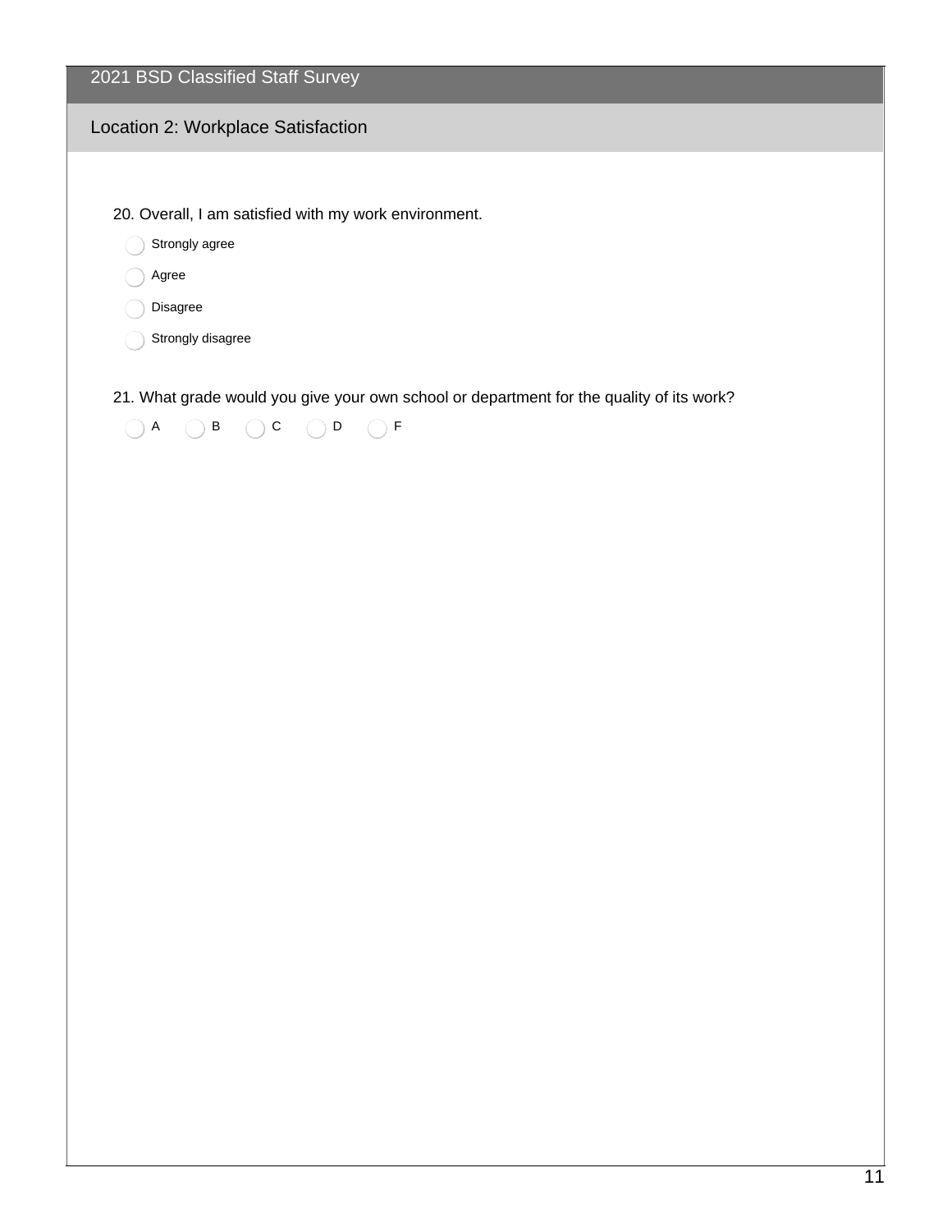# 2021 BSD Classified Staff Survey

## Location 2: Workplace Satisfaction

20. Overall, I am satisfied with my work environment.

- Strongly agree
- Agree
- Disagree
- Strongly disagree

21. What grade would you give your own school or department for the quality of its work?

- A
- B
- C
- D
- F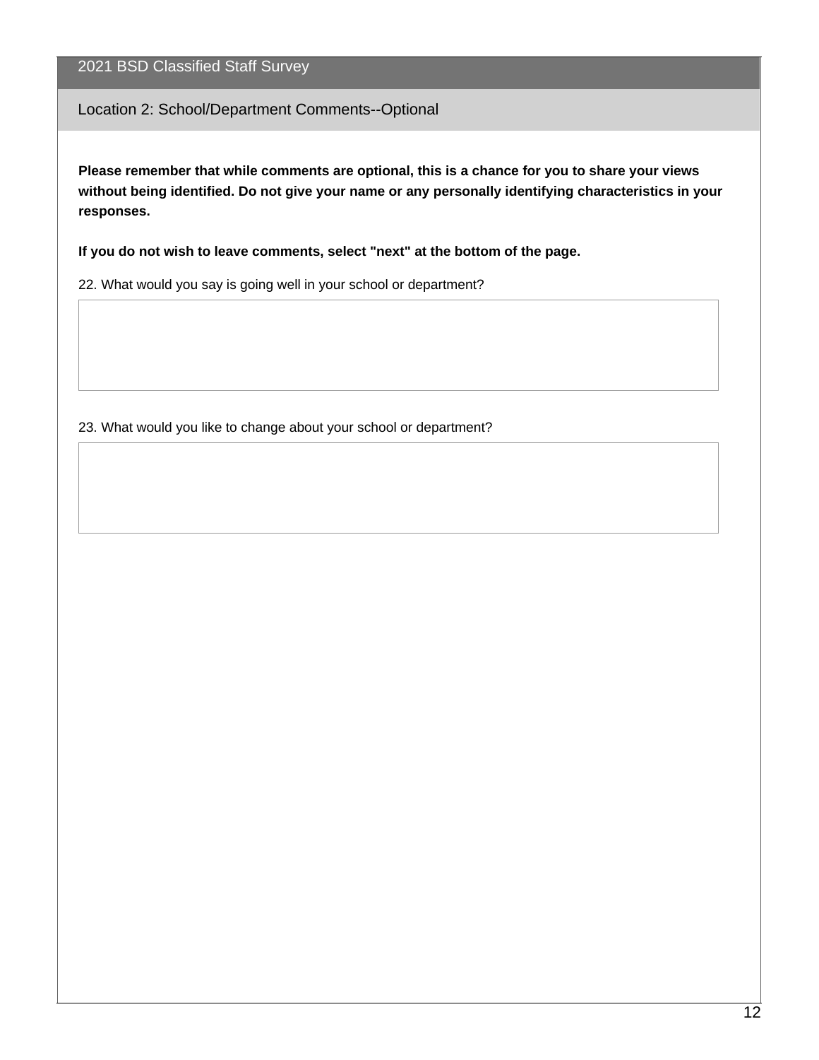## 2021 BSD Classified Staff Survey

### Location 2: School/Department Comments--Optional

**Please remember that while comments are optional, this is a chance for you to share your views without being identified. Do not give your name or any personally identifying characteristics in your responses.**

**If you do not wish to leave comments, select "next" at the bottom of the page.**

22. What would you say is going well in your school or department?

23. What would you like to change about your school or department?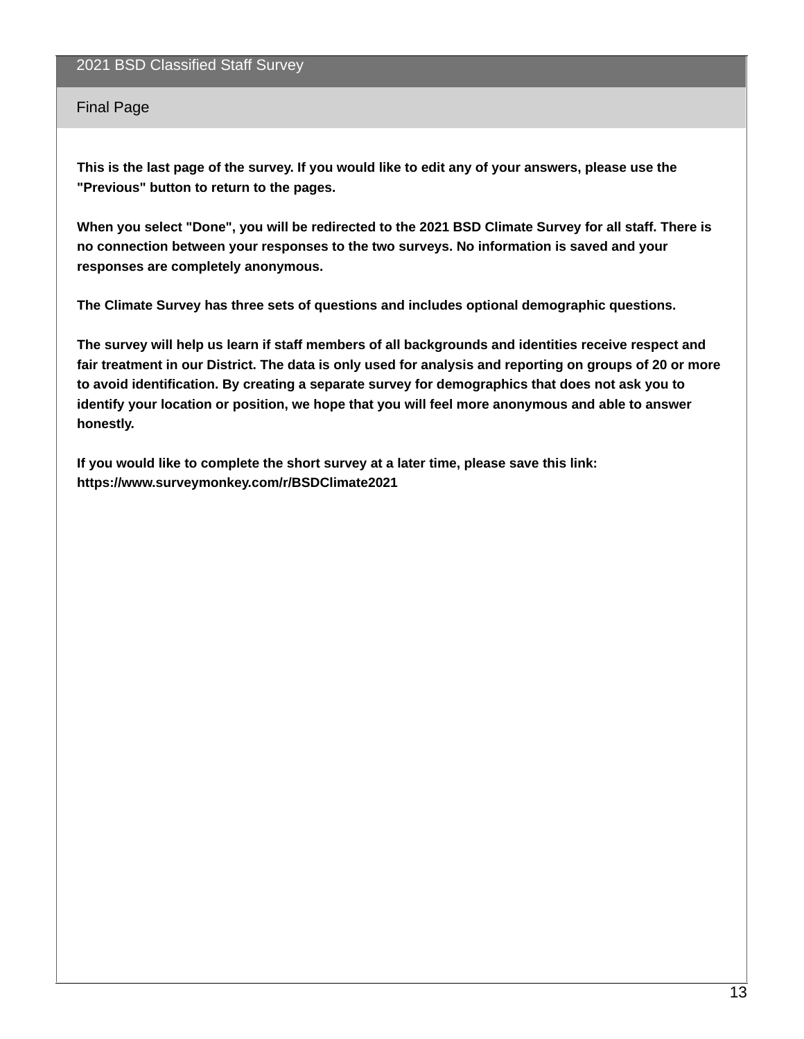## 2021 BSD Classified Staff Survey

### Final Page

**This is the last page of the survey. If you would like to edit any of your answers, please use the "Previous" button to return to the pages.**

**When you select "Done", you will be redirected to the 2021 BSD Climate Survey for all staff. There is no connection between your responses to the two surveys. No information is saved and your responses are completely anonymous.**

**The Climate Survey has three sets of questions and includes optional demographic questions.**

**The survey will help us learn if staff members of all backgrounds and identities receive respect and fair treatment in our District. The data is only used for analysis and reporting on groups of 20 or more to avoid identification. By creating a separate survey for demographics that does not ask you to identify your location or position, we hope that you will feel more anonymous and able to answer honestly.**

**If you would like to complete the short survey at a later time, please save this link: https://www.surveymonkey.com/r/BSDClimate2021**